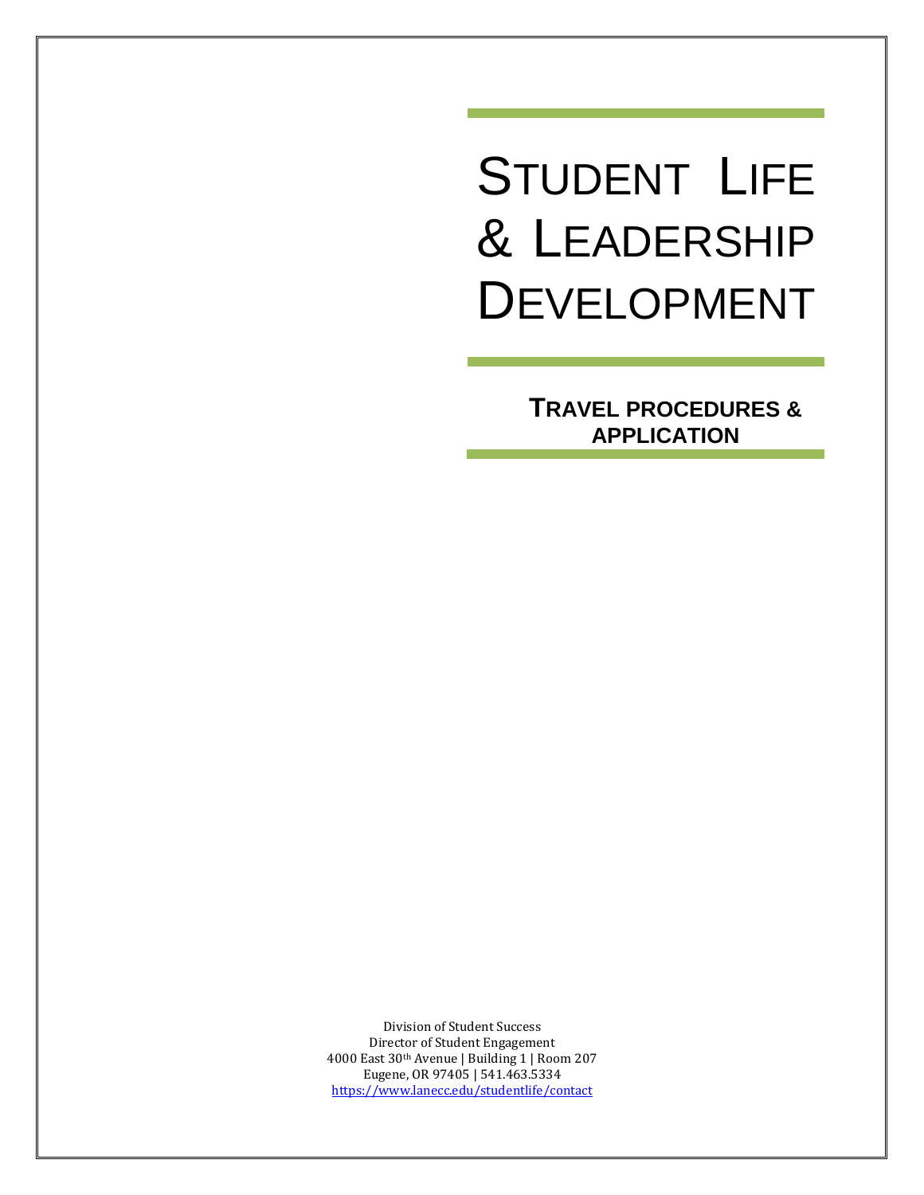# STUDENT LIFE & LEADERSHIP DEVELOPMENT

## TRAVEL PROCEDURES & APPLICATION

Division of Student Success
Director of Student Engagement
4000 East 30th Avenue | Building 1 | Room 207
Eugene, OR 97405 | 541.463.5334
https://www.lanecc.edu/studentlife/contact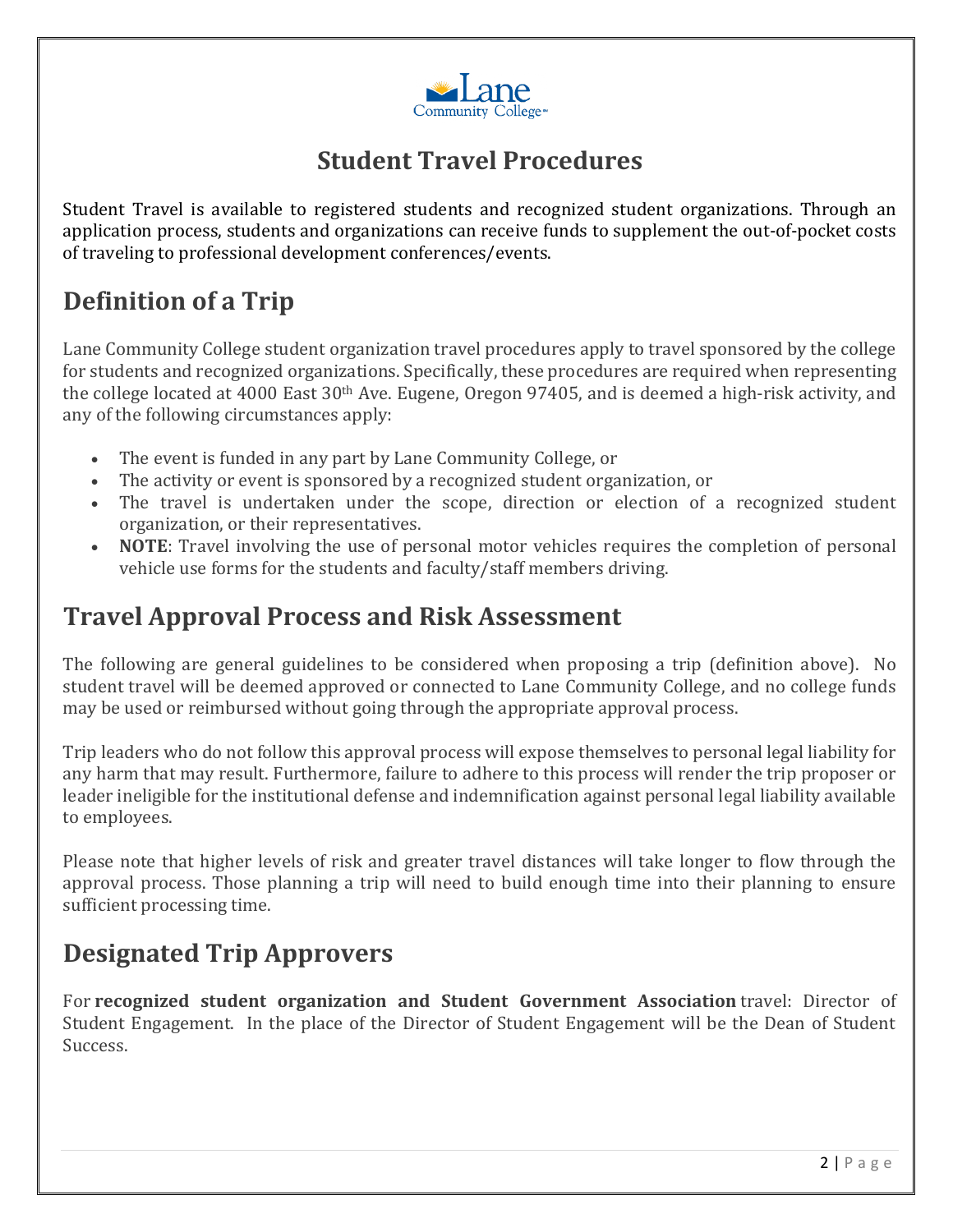# Student Travel Procedures

Student Travel is available to registered students and recognized student organizations. Through an application process, students and organizations can receive funds to supplement the out-of-pocket costs of traveling to professional development conferences/events.

## Definition of a Trip

Lane Community College student organization travel procedures apply to travel sponsored by the college for students and recognized organizations. Specifically, these procedures are required when representing the college located at 4000 East 30th Ave. Eugene, Oregon 97405, and is deemed a high-risk activity, and any of the following circumstances apply:

- The event is funded in any part by Lane Community College, or
- The activity or event is sponsored by a recognized student organization, or
- The travel is undertaken under the scope, direction or election of a recognized student organization, or their representatives.
- **NOTE**: Travel involving the use of personal motor vehicles requires the completion of personal vehicle use forms for the students and faculty/staff members driving.

## Travel Approval Process and Risk Assessment

The following are general guidelines to be considered when proposing a trip (definition above). No student travel will be deemed approved or connected to Lane Community College, and no college funds may be used or reimbursed without going through the appropriate approval process.

Trip leaders who do not follow this approval process will expose themselves to personal legal liability for any harm that may result. Furthermore, failure to adhere to this process will render the trip proposer or leader ineligible for the institutional defense and indemnification against personal legal liability available to employees.

Please note that higher levels of risk and greater travel distances will take longer to flow through the approval process. Those planning a trip will need to build enough time into their planning to ensure sufficient processing time.

## Designated Trip Approvers

For **recognized student organization and Student Government Association** travel: Director of Student Engagement. In the place of the Director of Student Engagement will be the Dean of Student Success.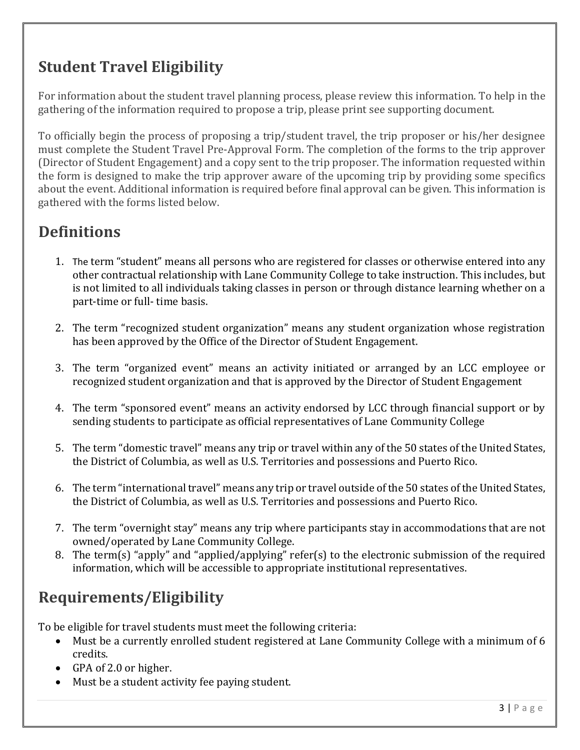## Student Travel Eligibility

For information about the student travel planning process, please review this information. To help in the gathering of the information required to propose a trip, please print see supporting document.

To officially begin the process of proposing a trip/student travel, the trip proposer or his/her designee must complete the Student Travel Pre-Approval Form. The completion of the forms to the trip approver (Director of Student Engagement) and a copy sent to the trip proposer. The information requested within the form is designed to make the trip approver aware of the upcoming trip by providing some specifics about the event. Additional information is required before final approval can be given. This information is gathered with the forms listed below.

## Definitions

1. The term "student" means all persons who are registered for classes or otherwise entered into any other contractual relationship with Lane Community College to take instruction. This includes, but is not limited to all individuals taking classes in person or through distance learning whether on a part-time or full- time basis.

2. The term "recognized student organization" means any student organization whose registration has been approved by the Office of the Director of Student Engagement.

3. The term "organized event" means an activity initiated or arranged by an LCC employee or recognized student organization and that is approved by the Director of Student Engagement

4. The term "sponsored event" means an activity endorsed by LCC through financial support or by sending students to participate as official representatives of Lane Community College

5. The term "domestic travel" means any trip or travel within any of the 50 states of the United States, the District of Columbia, as well as U.S. Territories and possessions and Puerto Rico.

6. The term "international travel" means any trip or travel outside of the 50 states of the United States, the District of Columbia, as well as U.S. Territories and possessions and Puerto Rico.

7. The term "overnight stay" means any trip where participants stay in accommodations that are not owned/operated by Lane Community College.
8. The term(s) "apply" and "applied/applying" refer(s) to the electronic submission of the required information, which will be accessible to appropriate institutional representatives.

## Requirements/Eligibility

To be eligible for travel students must meet the following criteria:

- Must be a currently enrolled student registered at Lane Community College with a minimum of 6 credits.
- GPA of 2.0 or higher.
- Must be a student activity fee paying student.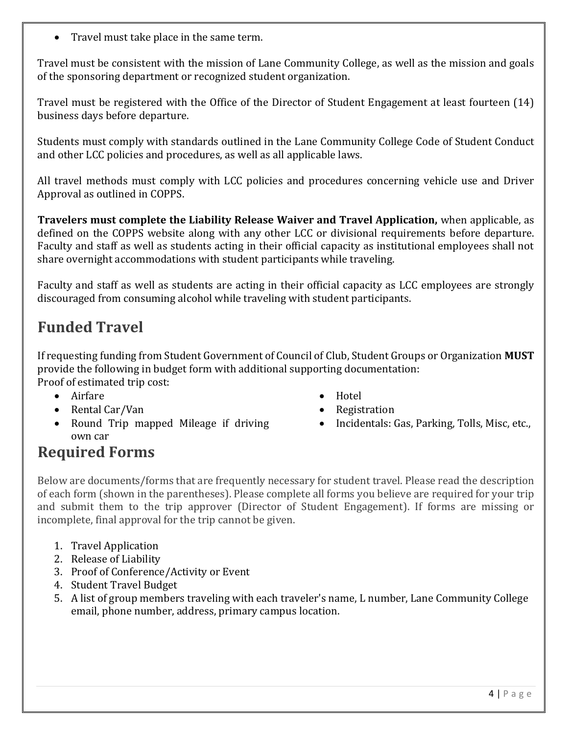- Travel must take place in the same term.

Travel must be consistent with the mission of Lane Community College, as well as the mission and goals of the sponsoring department or recognized student organization.

Travel must be registered with the Office of the Director of Student Engagement at least fourteen (14) business days before departure.

Students must comply with standards outlined in the Lane Community College Code of Student Conduct and other LCC policies and procedures, as well as all applicable laws.

All travel methods must comply with LCC policies and procedures concerning vehicle use and Driver Approval as outlined in COPPS.

**Travelers must complete the Liability Release Waiver and Travel Application,** when applicable, as defined on the COPPS website along with any other LCC or divisional requirements before departure. Faculty and staff as well as students acting in their official capacity as institutional employees shall not share overnight accommodations with student participants while traveling.

Faculty and staff as well as students are acting in their official capacity as LCC employees are strongly discouraged from consuming alcohol while traveling with student participants.

## Funded Travel

If requesting funding from Student Government of Council of Club, Student Groups or Organization **MUST** provide the following in budget form with additional supporting documentation:
Proof of estimated trip cost:

- Airfare
- Rental Car/Van
- Round Trip mapped Mileage if driving own car
- Hotel
- Registration
- Incidentals: Gas, Parking, Tolls, Misc, etc.,

## Required Forms

Below are documents/forms that are frequently necessary for student travel. Please read the description of each form (shown in the parentheses). Please complete all forms you believe are required for your trip and submit them to the trip approver (Director of Student Engagement). If forms are missing or incomplete, final approval for the trip cannot be given.

1. Travel Application
2. Release of Liability
3. Proof of Conference/Activity or Event
4. Student Travel Budget
5. A list of group members traveling with each traveler's name, L number, Lane Community College email, phone number, address, primary campus location.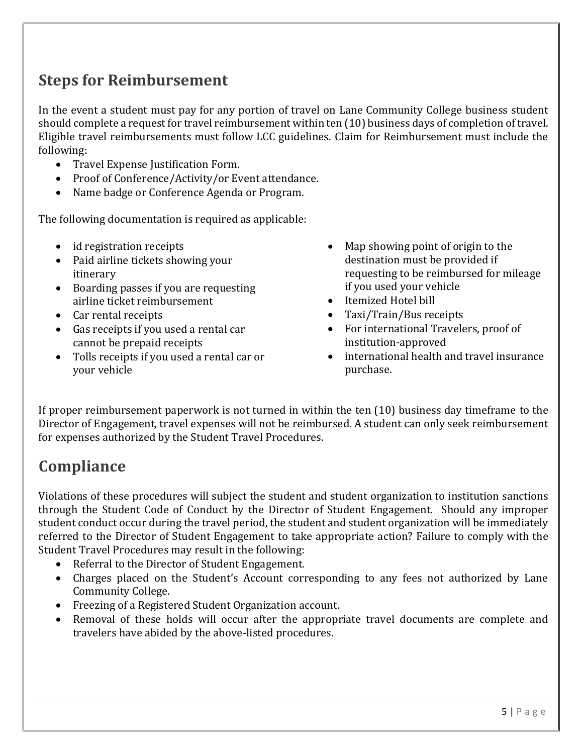## Steps for Reimbursement

In the event a student must pay for any portion of travel on Lane Community College business student should complete a request for travel reimbursement within ten (10) business days of completion of travel. Eligible travel reimbursements must follow LCC guidelines. Claim for Reimbursement must include the following:

- Travel Expense Justification Form.
- Proof of Conference/Activity/or Event attendance.
- Name badge or Conference Agenda or Program.

The following documentation is required as applicable:

- id registration receipts
- Paid airline tickets showing your itinerary
- Boarding passes if you are requesting airline ticket reimbursement
- Car rental receipts
- Gas receipts if you used a rental car cannot be prepaid receipts
- Tolls receipts if you used a rental car or your vehicle
- Map showing point of origin to the destination must be provided if requesting to be reimbursed for mileage if you used your vehicle
- Itemized Hotel bill
- Taxi/Train/Bus receipts
- For international Travelers, proof of institution-approved
- international health and travel insurance purchase.

If proper reimbursement paperwork is not turned in within the ten (10) business day timeframe to the Director of Engagement, travel expenses will not be reimbursed. A student can only seek reimbursement for expenses authorized by the Student Travel Procedures.

## Compliance

Violations of these procedures will subject the student and student organization to institution sanctions through the Student Code of Conduct by the Director of Student Engagement. Should any improper student conduct occur during the travel period, the student and student organization will be immediately referred to the Director of Student Engagement to take appropriate action? Failure to comply with the Student Travel Procedures may result in the following:

- Referral to the Director of Student Engagement.
- Charges placed on the Student's Account corresponding to any fees not authorized by Lane Community College.
- Freezing of a Registered Student Organization account.
- Removal of these holds will occur after the appropriate travel documents are complete and travelers have abided by the above-listed procedures.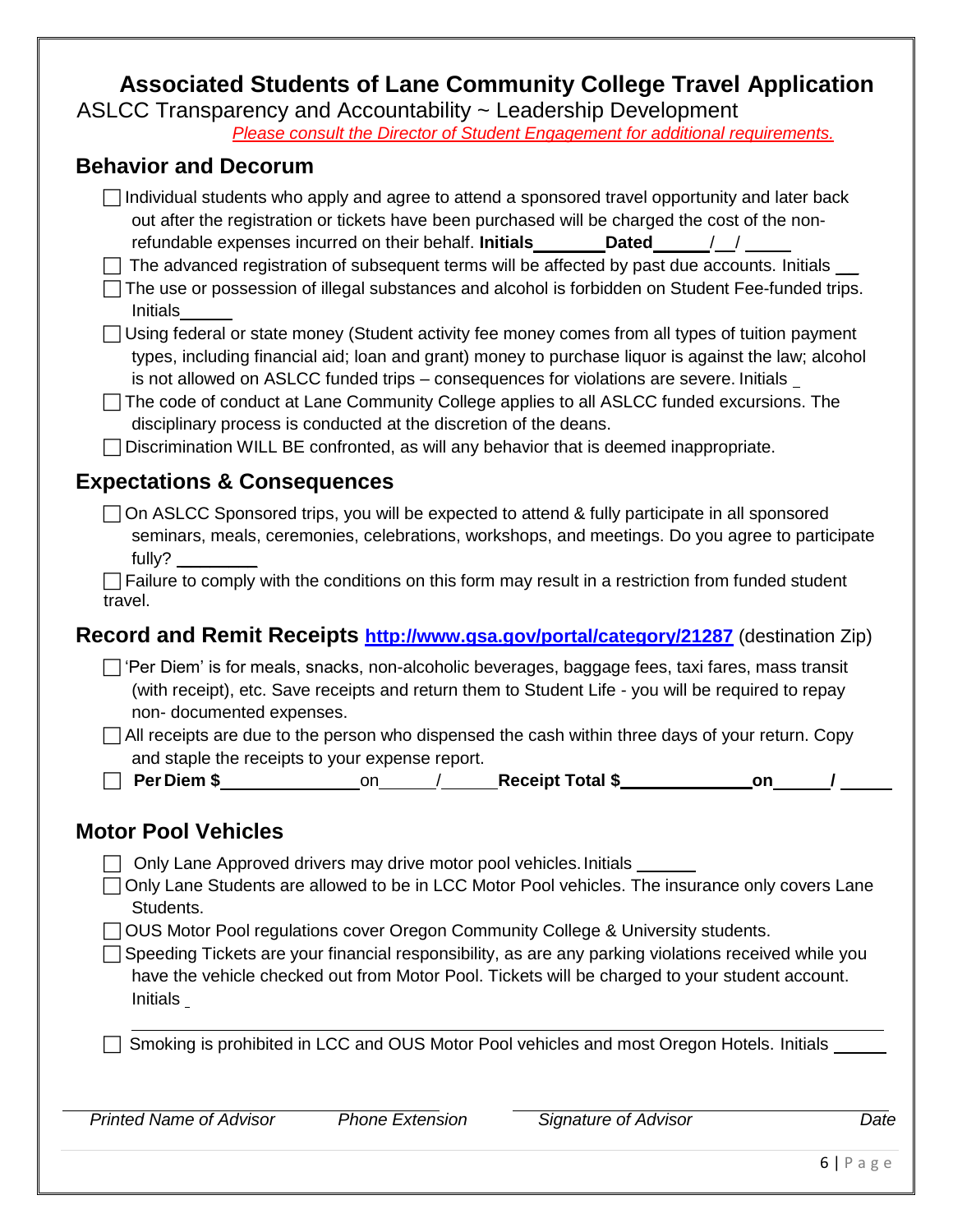# Associated Students of Lane Community College Travel Application

ASLCC Transparency and Accountability ~ Leadership Development

*Please consult the Director of Student Engagement for additional requirements.*

## Behavior and Decorum

- ☐ Individual students who apply and agree to attend a sponsored travel opportunity and later back out after the registration or tickets have been purchased will be charged the cost of the non-refundable expenses incurred on their behalf. **Initials**_______ **Dated**_____/__/ ____
- ☐ The advanced registration of subsequent terms will be affected by past due accounts. Initials __
- ☐ The use or possession of illegal substances and alcohol is forbidden on Student Fee-funded trips. Initials_____
- ☐ Using federal or state money (Student activity fee money comes from all types of tuition payment types, including financial aid; loan and grant) money to purchase liquor is against the law; alcohol is not allowed on ASLCC funded trips – consequences for violations are severe. Initials _
- ☐ The code of conduct at Lane Community College applies to all ASLCC funded excursions. The disciplinary process is conducted at the discretion of the deans.
- ☐ Discrimination WILL BE confronted, as will any behavior that is deemed inappropriate.

## Expectations & Consequences

- ☐ On ASLCC Sponsored trips, you will be expected to attend & fully participate in all sponsored seminars, meals, ceremonies, celebrations, workshops, and meetings. Do you agree to participate fully? ________
- ☐ Failure to comply with the conditions on this form may result in a restriction from funded student travel.

## Record and Remit Receipts [http://www.gsa.gov/portal/category/21287](http://www.gsa.gov/portal/category/21287) (destination Zip)

- ☐ 'Per Diem' is for meals, snacks, non-alcoholic beverages, baggage fees, taxi fares, mass transit (with receipt), etc. Save receipts and return them to Student Life - you will be required to repay non- documented expenses.
- ☐ All receipts are due to the person who dispensed the cash within three days of your return. Copy and staple the receipts to your expense report.
- ☐ **Per Diem $**______________ on_____/_____ **Receipt Total $**_____________ **on**_____**/** _____

## Motor Pool Vehicles

- ☐ Only Lane Approved drivers may drive motor pool vehicles. Initials ______
- ☐ Only Lane Students are allowed to be in LCC Motor Pool vehicles. The insurance only covers Lane Students.
- ☐ OUS Motor Pool regulations cover Oregon Community College & University students.
- ☐ Speeding Tickets are your financial responsibility, as are any parking violations received while you have the vehicle checked out from Motor Pool. Tickets will be charged to your student account. Initials _
- ☐ Smoking is prohibited in LCC and OUS Motor Pool vehicles and most Oregon Hotels. Initials _____

| *Printed Name of Advisor* | *Phone Extension* | *Signature of Advisor* | *Date* |
|---|---|---|---|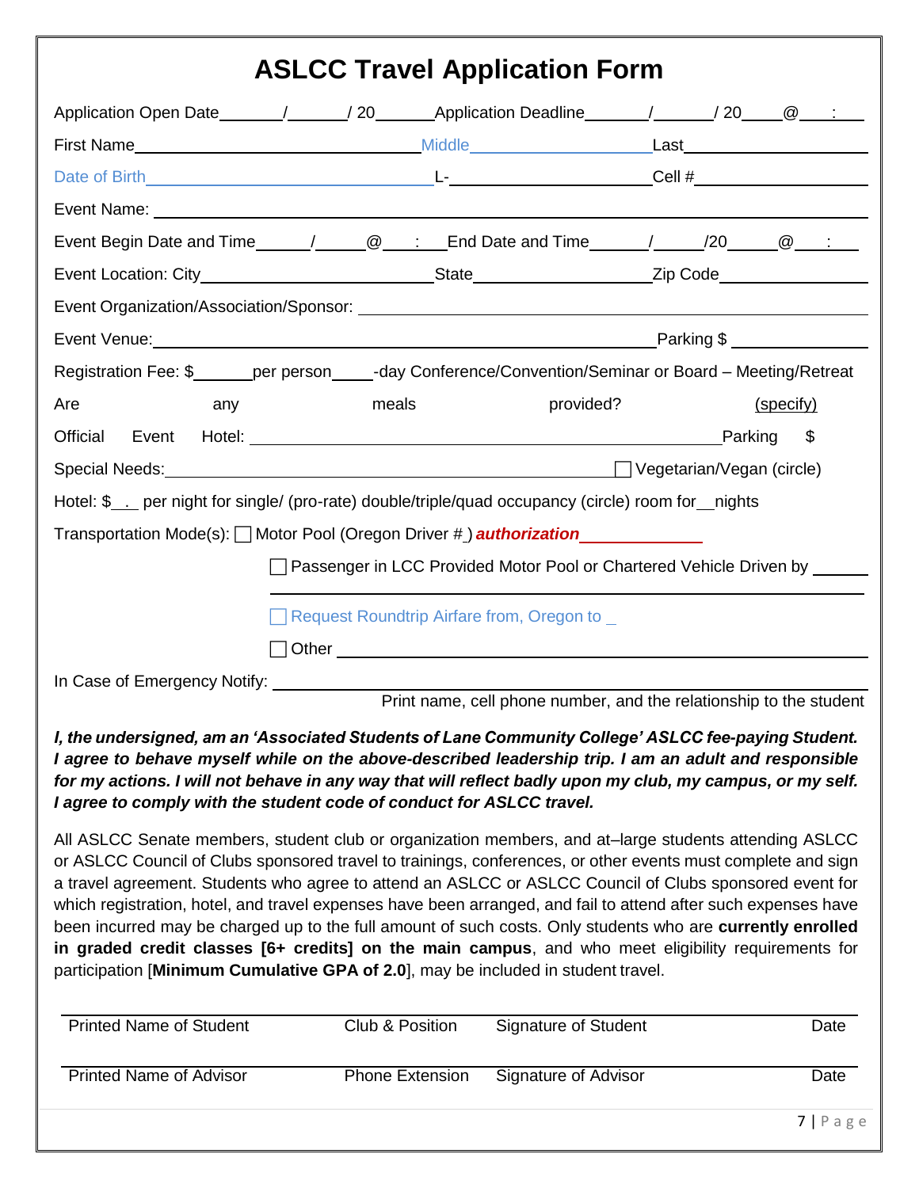# ASLCC Travel Application Form

Application Open Date_______/_______/ 20_______Application Deadline_______/_______/ 20____@___:___

First Name_______________________________Middle____________________Last____________________

Date of Birth_______________________________L-______________________Cell #____________________

Event Name: ______________________________________________________________________________

Event Begin Date and Time______/_____@___:___End Date and Time______/_____/20_____@___:___

Event Location: City__________________________State____________________Zip Code________________

Event Organization/Association/Sponsor: _____________________________________________________

Event Venue:______________________________________________________Parking $ _______________

Registration Fee: $______per person____-day Conference/Convention/Seminar or Board – Meeting/Retreat

Are any meals provided? (specify)

Official Event Hotel: ___________________________________________________Parking $

Special Needs:______________________________________________________ ☐ Vegetarian/Vegan (circle)

Hotel: $__.__ per night for single/ (pro-rate) double/triple/quad occupancy (circle) room for__nights

Transportation Mode(s): ☐ Motor Pool (Oregon Driver #_) ***authorization***_____________

☐ Passenger in LCC Provided Motor Pool or Chartered Vehicle Driven by ______

☐ Request Roundtrip Airfare from, Oregon to _

☐ Other ______________________________________________________

In Case of Emergency Notify: ______________________________________________________

Print name, cell phone number, and the relationship to the student

***I, the undersigned, am an 'Associated Students of Lane Community College' ASLCC fee-paying Student. I agree to behave myself while on the above-described leadership trip. I am an adult and responsible for my actions. I will not behave in any way that will reflect badly upon my club, my campus, or my self. I agree to comply with the student code of conduct for ASLCC travel.***

All ASLCC Senate members, student club or organization members, and at–large students attending ASLCC or ASLCC Council of Clubs sponsored travel to trainings, conferences, or other events must complete and sign a travel agreement. Students who agree to attend an ASLCC or ASLCC Council of Clubs sponsored event for which registration, hotel, and travel expenses have been arranged, and fail to attend after such expenses have been incurred may be charged up to the full amount of such costs. Only students who are **currently enrolled in graded credit classes [6+ credits] on the main campus**, and who meet eligibility requirements for participation [**Minimum Cumulative GPA of 2.0**], may be included in student travel.

| Printed Name of Student | Club & Position | Signature of Student | Date |
|---|---|---|---|
| Printed Name of Advisor | Phone Extension | Signature of Advisor | Date |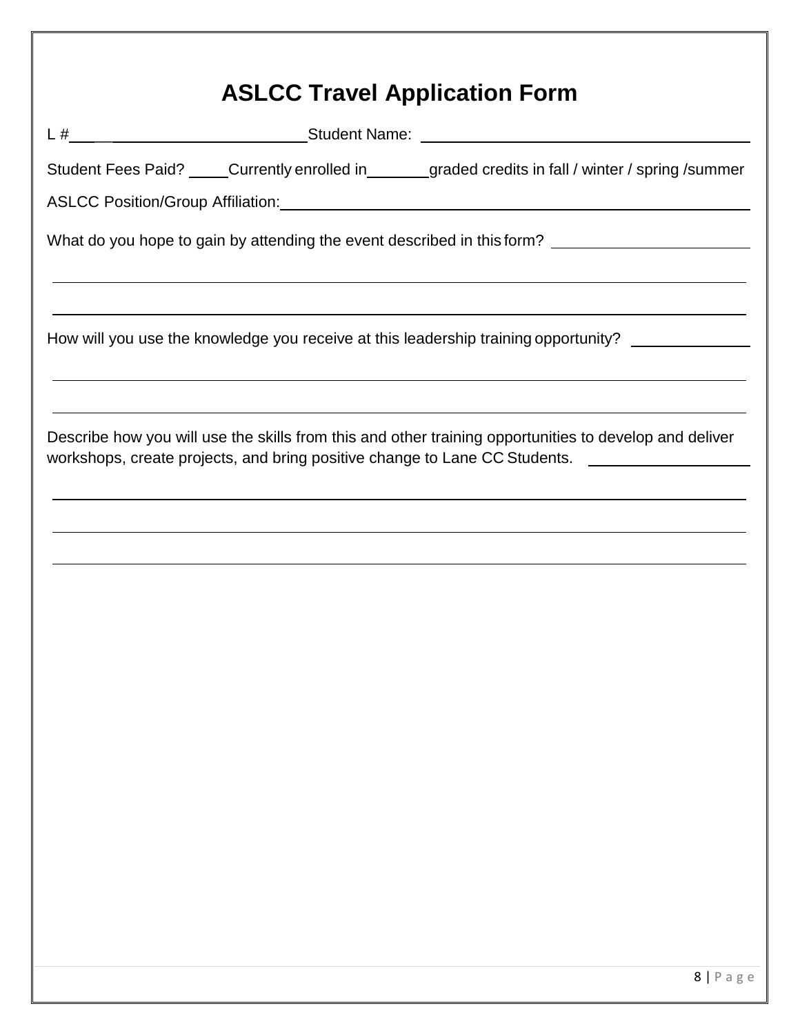# ASLCC Travel Application Form

L # ______________________ Student Name: ______________________

Student Fees Paid? ____ Currently enrolled in ______ graded credits in fall / winter / spring /summer

ASLCC Position/Group Affiliation: ______________________

What do you hope to gain by attending the event described in this form? ______________________

______________________

______________________

How will you use the knowledge you receive at this leadership training opportunity? ______________________

______________________

______________________

Describe how you will use the skills from this and other training opportunities to develop and deliver workshops, create projects, and bring positive change to Lane CC Students. ______________________

______________________

______________________

______________________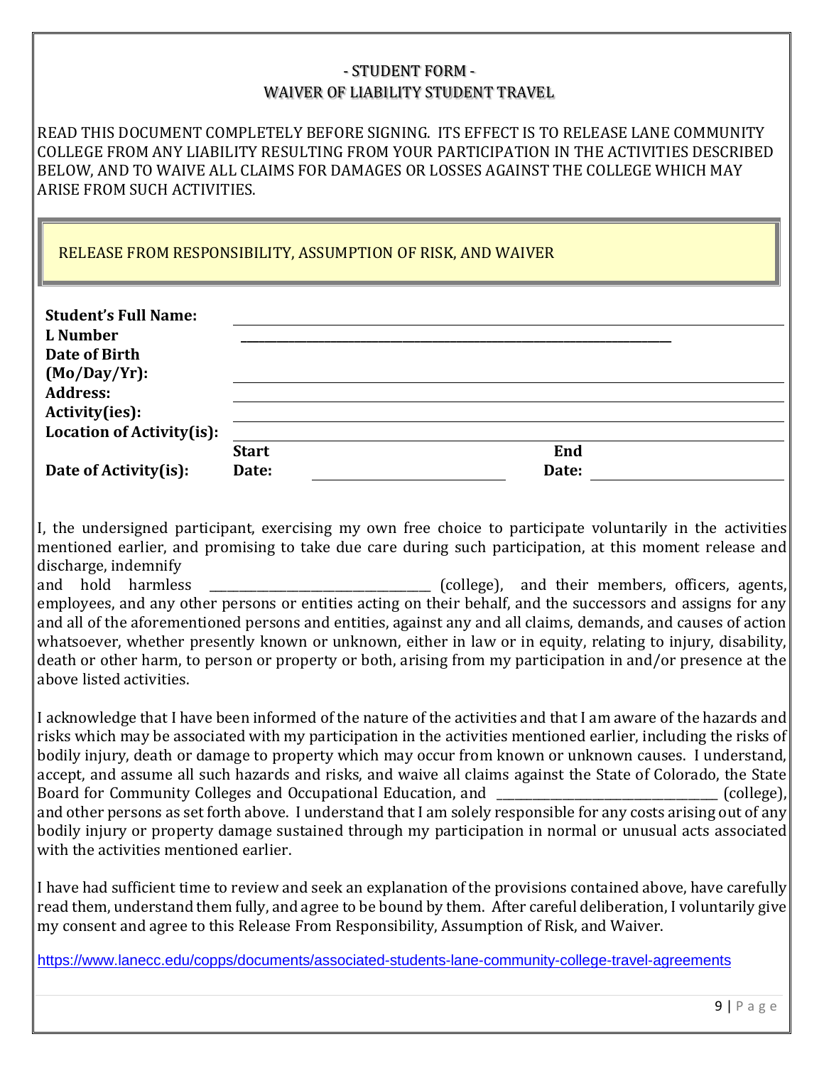## - STUDENT FORM -
## WAIVER OF LIABILITY STUDENT TRAVEL

READ THIS DOCUMENT COMPLETELY BEFORE SIGNING. ITS EFFECT IS TO RELEASE LANE COMMUNITY COLLEGE FROM ANY LIABILITY RESULTING FROM YOUR PARTICIPATION IN THE ACTIVITIES DESCRIBED BELOW, AND TO WAIVE ALL CLAIMS FOR DAMAGES OR LOSSES AGAINST THE COLLEGE WHICH MAY ARISE FROM SUCH ACTIVITIES.

### RELEASE FROM RESPONSIBILITY, ASSUMPTION OF RISK, AND WAIVER

| | | | |
|---|---|---|---|
| **Student's Full Name:** | | | |
| **L Number** | ______________________________ | | |
| **Date of Birth (Mo/Day/Yr):** | | | |
| **Address:** | | | |
| **Activity(ies):** | | | |
| **Location of Activity(is):** | | | |
| **Date of Activity(is):** | **Start Date:** ____________ | **End Date:** ____________ | |

I, the undersigned participant, exercising my own free choice to participate voluntarily in the activities mentioned earlier, and promising to take due care during such participation, at this moment release and discharge, indemnify and hold harmless ________________________________ (college), and their members, officers, agents, employees, and any other persons or entities acting on their behalf, and the successors and assigns for any and all of the aforementioned persons and entities, against any and all claims, demands, and causes of action whatsoever, whether presently known or unknown, either in law or in equity, relating to injury, disability, death or other harm, to person or property or both, arising from my participation in and/or presence at the above listed activities.

I acknowledge that I have been informed of the nature of the activities and that I am aware of the hazards and risks which may be associated with my participation in the activities mentioned earlier, including the risks of bodily injury, death or damage to property which may occur from known or unknown causes. I understand, accept, and assume all such hazards and risks, and waive all claims against the State of Colorado, the State Board for Community Colleges and Occupational Education, and ________________________________ (college), and other persons as set forth above. I understand that I am solely responsible for any costs arising out of any bodily injury or property damage sustained through my participation in normal or unusual acts associated with the activities mentioned earlier.

I have had sufficient time to review and seek an explanation of the provisions contained above, have carefully read them, understand them fully, and agree to be bound by them. After careful deliberation, I voluntarily give my consent and agree to this Release From Responsibility, Assumption of Risk, and Waiver.

https://www.lanecc.edu/copps/documents/associated-students-lane-community-college-travel-agreements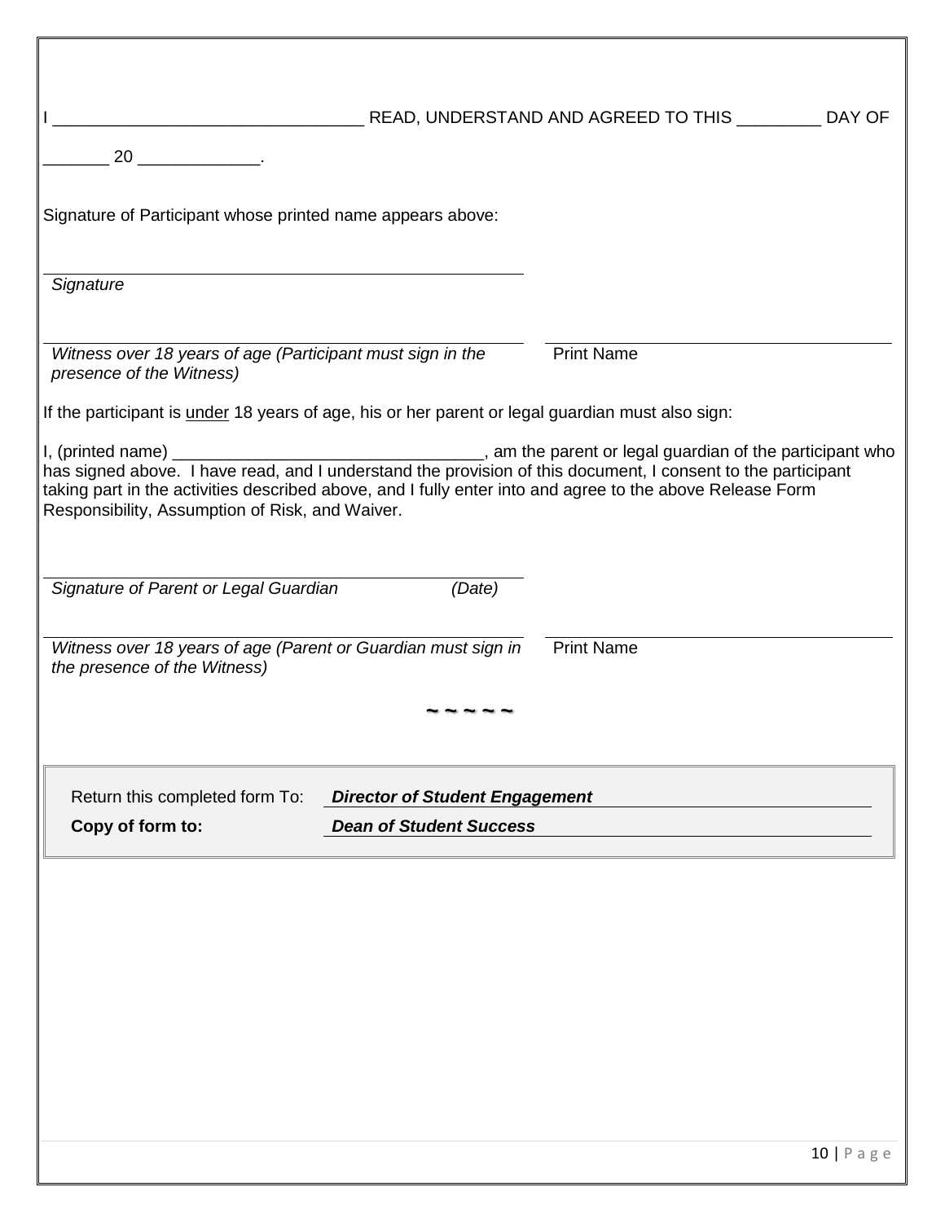I ________________________________ READ, UNDERSTAND AND AGREED TO THIS _________ DAY OF _______ 20 _____________.

Signature of Participant whose printed name appears above:

_____________________________________________
*Signature*

_____________________________________________ _____________________________________________
*Witness over 18 years of age (Participant must sign in the presence of the Witness)* Print Name

If the participant is <u>under</u> 18 years of age, his or her parent or legal guardian must also sign:

I, (printed name) _________________________________, am the parent or legal guardian of the participant who has signed above. I have read, and I understand the provision of this document, I consent to the participant taking part in the activities described above, and I fully enter into and agree to the above Release Form Responsibility, Assumption of Risk, and Waiver.

_____________________________________________
*Signature of Parent or Legal Guardian (Date)*

_____________________________________________ _____________________________________________
*Witness over 18 years of age (Parent or Guardian must sign in the presence of the Witness)* Print Name

~ ~ ~ ~ ~

| | |
|---|---|
| Return this completed form To: | ***Director of Student Engagement*** |
| **Copy of form to:** | ***Dean of Student Success*** |